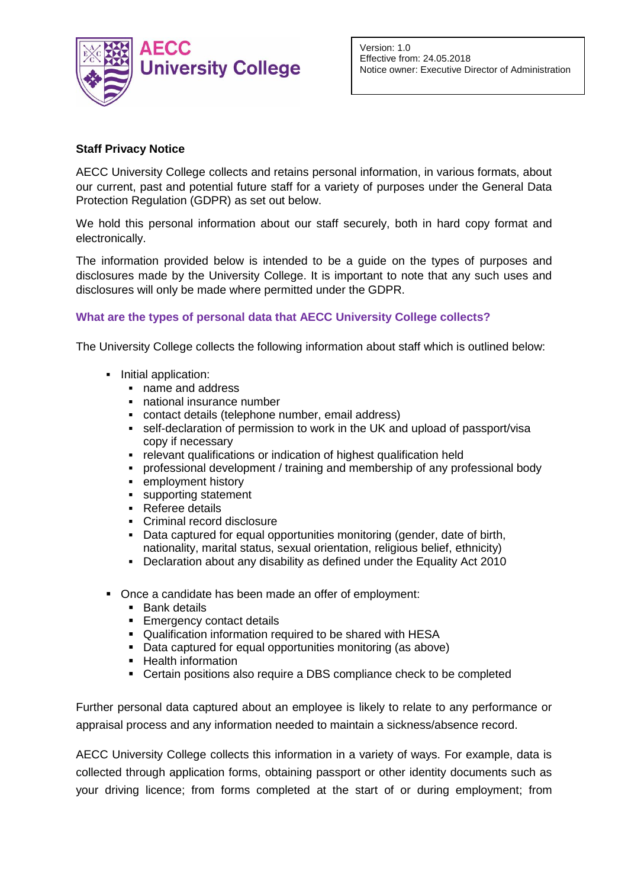AECC University College

Version: 1.0
Effective from: 24.05.2018
Notice owner: Executive Director of Administration

**Staff Privacy Notice**

AECC University College collects and retains personal information, in various formats, about our current, past and potential future staff for a variety of purposes under the General Data Protection Regulation (GDPR) as set out below.

We hold this personal information about our staff securely, both in hard copy format and electronically.

The information provided below is intended to be a guide on the types of purposes and disclosures made by the University College. It is important to note that any such uses and disclosures will only be made where permitted under the GDPR.

## What are the types of personal data that AECC University College collects?

The University College collects the following information about staff which is outlined below:

- Initial application:
  - name and address
  - national insurance number
  - contact details (telephone number, email address)
  - self-declaration of permission to work in the UK and upload of passport/visa copy if necessary
  - relevant qualifications or indication of highest qualification held
  - professional development / training and membership of any professional body
  - employment history
  - supporting statement
  - Referee details
  - Criminal record disclosure
  - Data captured for equal opportunities monitoring (gender, date of birth, nationality, marital status, sexual orientation, religious belief, ethnicity)
  - Declaration about any disability as defined under the Equality Act 2010

- Once a candidate has been made an offer of employment:
  - Bank details
  - Emergency contact details
  - Qualification information required to be shared with HESA
  - Data captured for equal opportunities monitoring (as above)
  - Health information
  - Certain positions also require a DBS compliance check to be completed

Further personal data captured about an employee is likely to relate to any performance or appraisal process and any information needed to maintain a sickness/absence record.

AECC University College collects this information in a variety of ways. For example, data is collected through application forms, obtaining passport or other identity documents such as your driving licence; from forms completed at the start of or during employment; from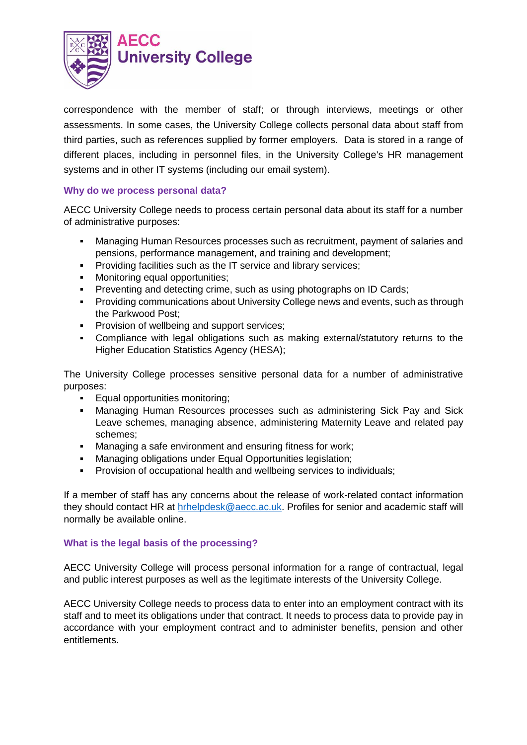correspondence with the member of staff; or through interviews, meetings or other assessments. In some cases, the University College collects personal data about staff from third parties, such as references supplied by former employers. Data is stored in a range of different places, including in personnel files, in the University College's HR management systems and in other IT systems (including our email system).

### Why do we process personal data?

AECC University College needs to process certain personal data about its staff for a number of administrative purposes:

- Managing Human Resources processes such as recruitment, payment of salaries and pensions, performance management, and training and development;
- Providing facilities such as the IT service and library services;
- Monitoring equal opportunities;
- Preventing and detecting crime, such as using photographs on ID Cards;
- Providing communications about University College news and events, such as through the Parkwood Post;
- Provision of wellbeing and support services;
- Compliance with legal obligations such as making external/statutory returns to the Higher Education Statistics Agency (HESA);

The University College processes sensitive personal data for a number of administrative purposes:

- Equal opportunities monitoring;
- Managing Human Resources processes such as administering Sick Pay and Sick Leave schemes, managing absence, administering Maternity Leave and related pay schemes;
- Managing a safe environment and ensuring fitness for work;
- Managing obligations under Equal Opportunities legislation;
- Provision of occupational health and wellbeing services to individuals;

If a member of staff has any concerns about the release of work-related contact information they should contact HR at hrhelpdesk@aecc.ac.uk. Profiles for senior and academic staff will normally be available online.

### What is the legal basis of the processing?

AECC University College will process personal information for a range of contractual, legal and public interest purposes as well as the legitimate interests of the University College.

AECC University College needs to process data to enter into an employment contract with its staff and to meet its obligations under that contract. It needs to process data to provide pay in accordance with your employment contract and to administer benefits, pension and other entitlements.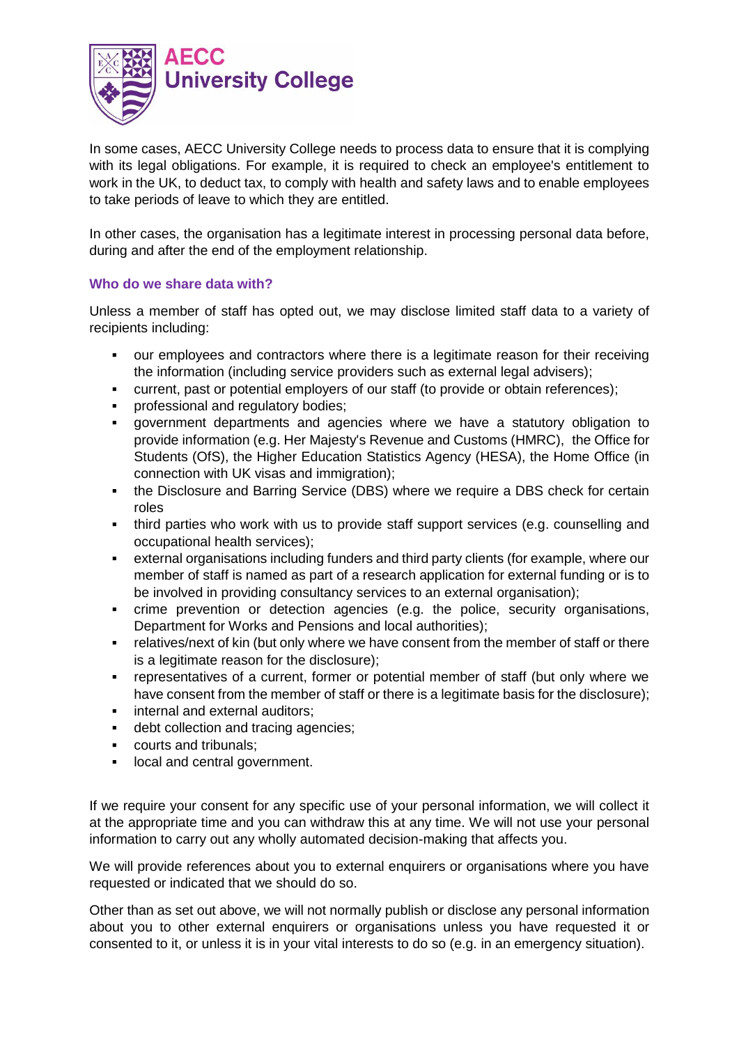In some cases, AECC University College needs to process data to ensure that it is complying with its legal obligations. For example, it is required to check an employee's entitlement to work in the UK, to deduct tax, to comply with health and safety laws and to enable employees to take periods of leave to which they are entitled.

In other cases, the organisation has a legitimate interest in processing personal data before, during and after the end of the employment relationship.

### Who do we share data with?

Unless a member of staff has opted out, we may disclose limited staff data to a variety of recipients including:

- our employees and contractors where there is a legitimate reason for their receiving the information (including service providers such as external legal advisers);
- current, past or potential employers of our staff (to provide or obtain references);
- professional and regulatory bodies;
- government departments and agencies where we have a statutory obligation to provide information (e.g. Her Majesty's Revenue and Customs (HMRC), the Office for Students (OfS), the Higher Education Statistics Agency (HESA), the Home Office (in connection with UK visas and immigration);
- the Disclosure and Barring Service (DBS) where we require a DBS check for certain roles
- third parties who work with us to provide staff support services (e.g. counselling and occupational health services);
- external organisations including funders and third party clients (for example, where our member of staff is named as part of a research application for external funding or is to be involved in providing consultancy services to an external organisation);
- crime prevention or detection agencies (e.g. the police, security organisations, Department for Works and Pensions and local authorities);
- relatives/next of kin (but only where we have consent from the member of staff or there is a legitimate reason for the disclosure);
- representatives of a current, former or potential member of staff (but only where we have consent from the member of staff or there is a legitimate basis for the disclosure);
- internal and external auditors;
- debt collection and tracing agencies;
- courts and tribunals;
- local and central government.

If we require your consent for any specific use of your personal information, we will collect it at the appropriate time and you can withdraw this at any time. We will not use your personal information to carry out any wholly automated decision-making that affects you.

We will provide references about you to external enquirers or organisations where you have requested or indicated that we should do so.

Other than as set out above, we will not normally publish or disclose any personal information about you to other external enquirers or organisations unless you have requested it or consented to it, or unless it is in your vital interests to do so (e.g. in an emergency situation).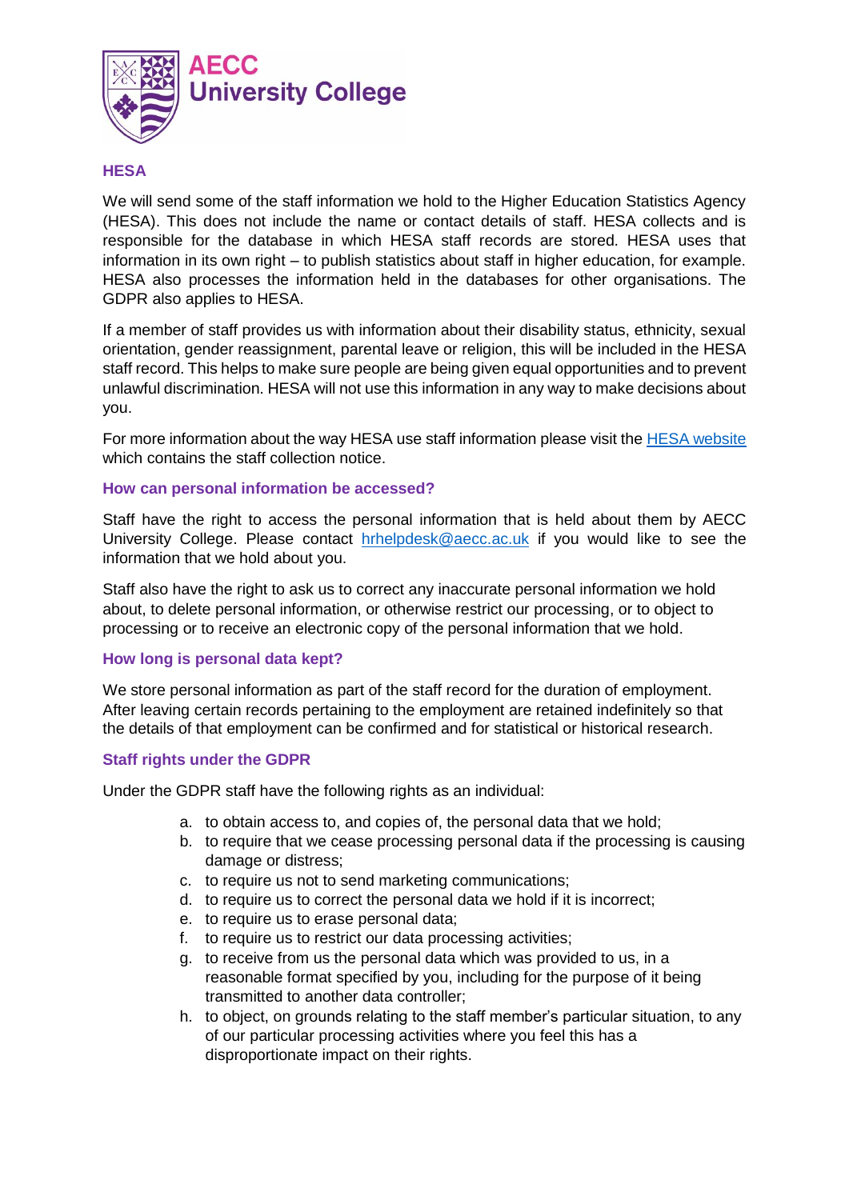## HESA

We will send some of the staff information we hold to the Higher Education Statistics Agency (HESA). This does not include the name or contact details of staff. HESA collects and is responsible for the database in which HESA staff records are stored. HESA uses that information in its own right – to publish statistics about staff in higher education, for example. HESA also processes the information held in the databases for other organisations. The GDPR also applies to HESA.

If a member of staff provides us with information about their disability status, ethnicity, sexual orientation, gender reassignment, parental leave or religion, this will be included in the HESA staff record. This helps to make sure people are being given equal opportunities and to prevent unlawful discrimination. HESA will not use this information in any way to make decisions about you.

For more information about the way HESA use staff information please visit the [HESA website](#) which contains the staff collection notice.

## How can personal information be accessed?

Staff have the right to access the personal information that is held about them by AECC University College. Please contact [hrhelpdesk@aecc.ac.uk](mailto:hrhelpdesk@aecc.ac.uk) if you would like to see the information that we hold about you.

Staff also have the right to ask us to correct any inaccurate personal information we hold about, to delete personal information, or otherwise restrict our processing, or to object to processing or to receive an electronic copy of the personal information that we hold.

## How long is personal data kept?

We store personal information as part of the staff record for the duration of employment. After leaving certain records pertaining to the employment are retained indefinitely so that the details of that employment can be confirmed and for statistical or historical research.

## Staff rights under the GDPR

Under the GDPR staff have the following rights as an individual:

a. to obtain access to, and copies of, the personal data that we hold;
b. to require that we cease processing personal data if the processing is causing damage or distress;
c. to require us not to send marketing communications;
d. to require us to correct the personal data we hold if it is incorrect;
e. to require us to erase personal data;
f. to require us to restrict our data processing activities;
g. to receive from us the personal data which was provided to us, in a reasonable format specified by you, including for the purpose of it being transmitted to another data controller;
h. to object, on grounds relating to the staff member's particular situation, to any of our particular processing activities where you feel this has a disproportionate impact on their rights.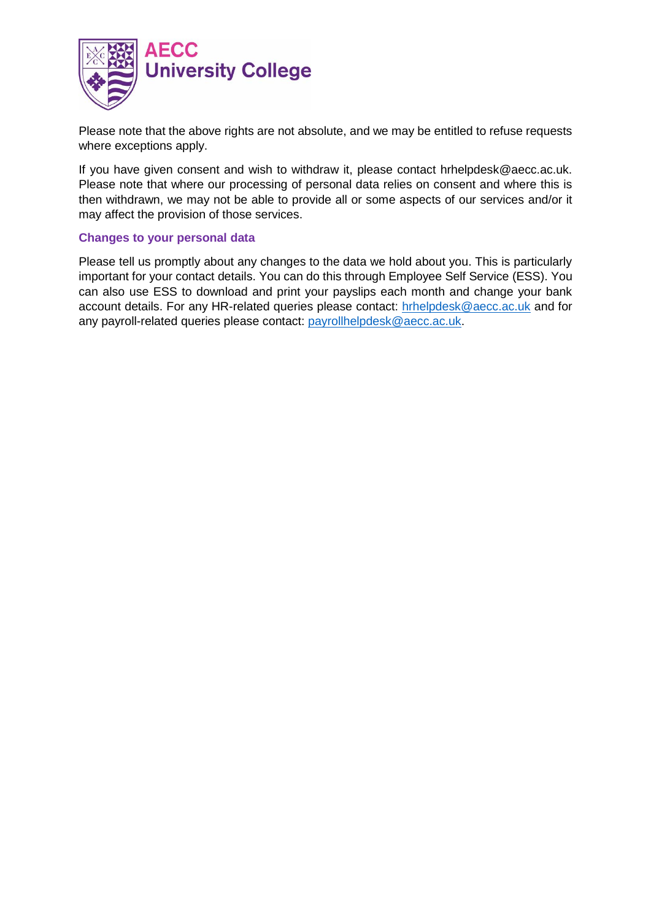Please note that the above rights are not absolute, and we may be entitled to refuse requests where exceptions apply.

If you have given consent and wish to withdraw it, please contact hrhelpdesk@aecc.ac.uk. Please note that where our processing of personal data relies on consent and where this is then withdrawn, we may not be able to provide all or some aspects of our services and/or it may affect the provision of those services.

### Changes to your personal data

Please tell us promptly about any changes to the data we hold about you. This is particularly important for your contact details. You can do this through Employee Self Service (ESS). You can also use ESS to download and print your payslips each month and change your bank account details. For any HR-related queries please contact: hrhelpdesk@aecc.ac.uk and for any payroll-related queries please contact: payrollhelpdesk@aecc.ac.uk.